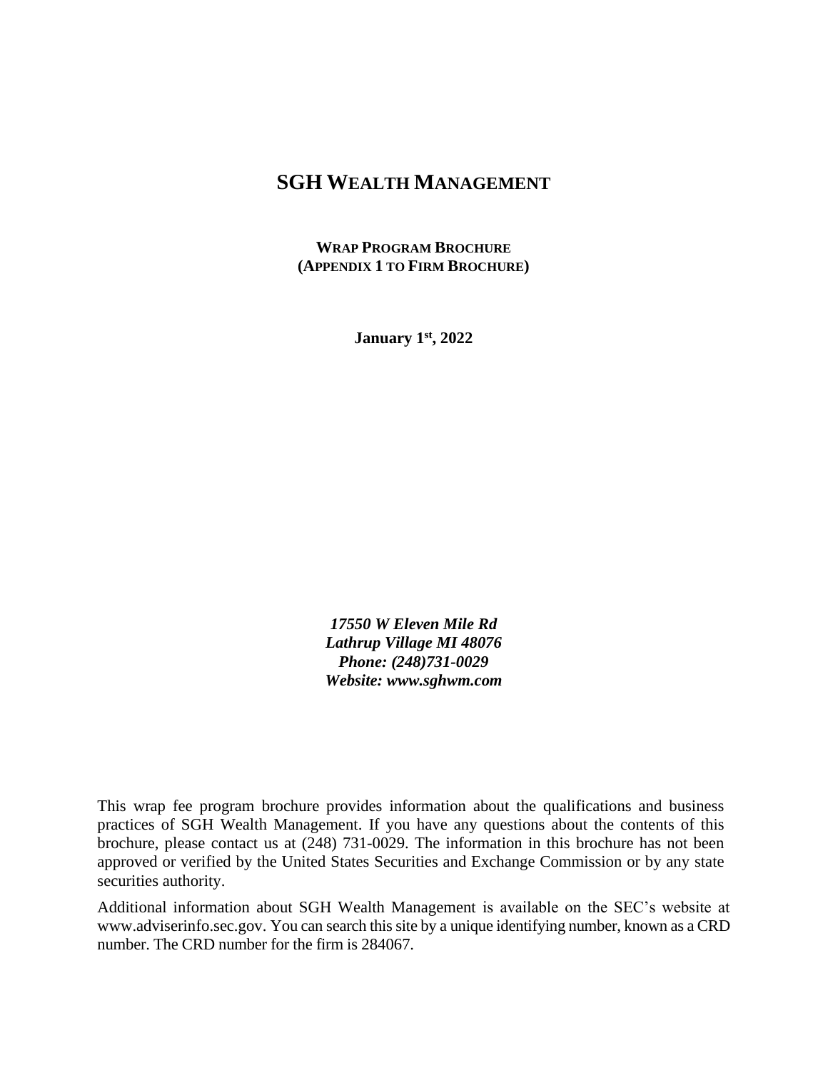# SGH Wealth Management

**Wrap Program Brochure**
**(Appendix 1 to Firm Brochure)**

**January 1st, 2022**

***17550 W Eleven Mile Rd***
***Lathrup Village MI 48076***
***Phone: (248)731-0029***
***Website: www.sghwm.com***

This wrap fee program brochure provides information about the qualifications and business practices of SGH Wealth Management. If you have any questions about the contents of this brochure, please contact us at (248) 731-0029. The information in this brochure has not been approved or verified by the United States Securities and Exchange Commission or by any state securities authority.

Additional information about SGH Wealth Management is available on the SEC's website at www.adviserinfo.sec.gov. You can search this site by a unique identifying number, known as a CRD number. The CRD number for the firm is 284067.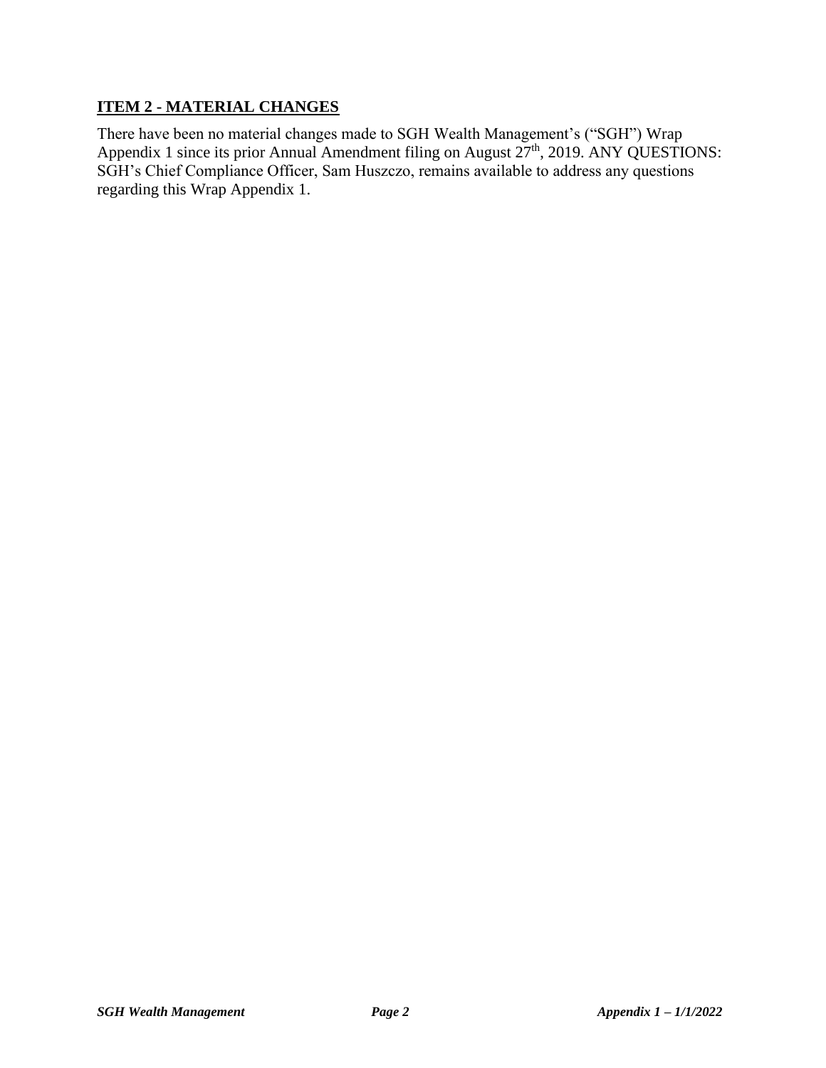## ITEM 2 - MATERIAL CHANGES

There have been no material changes made to SGH Wealth Management's ("SGH") Wrap Appendix 1 since its prior Annual Amendment filing on August 27th, 2019. ANY QUESTIONS: SGH's Chief Compliance Officer, Sam Huszczo, remains available to address any questions regarding this Wrap Appendix 1.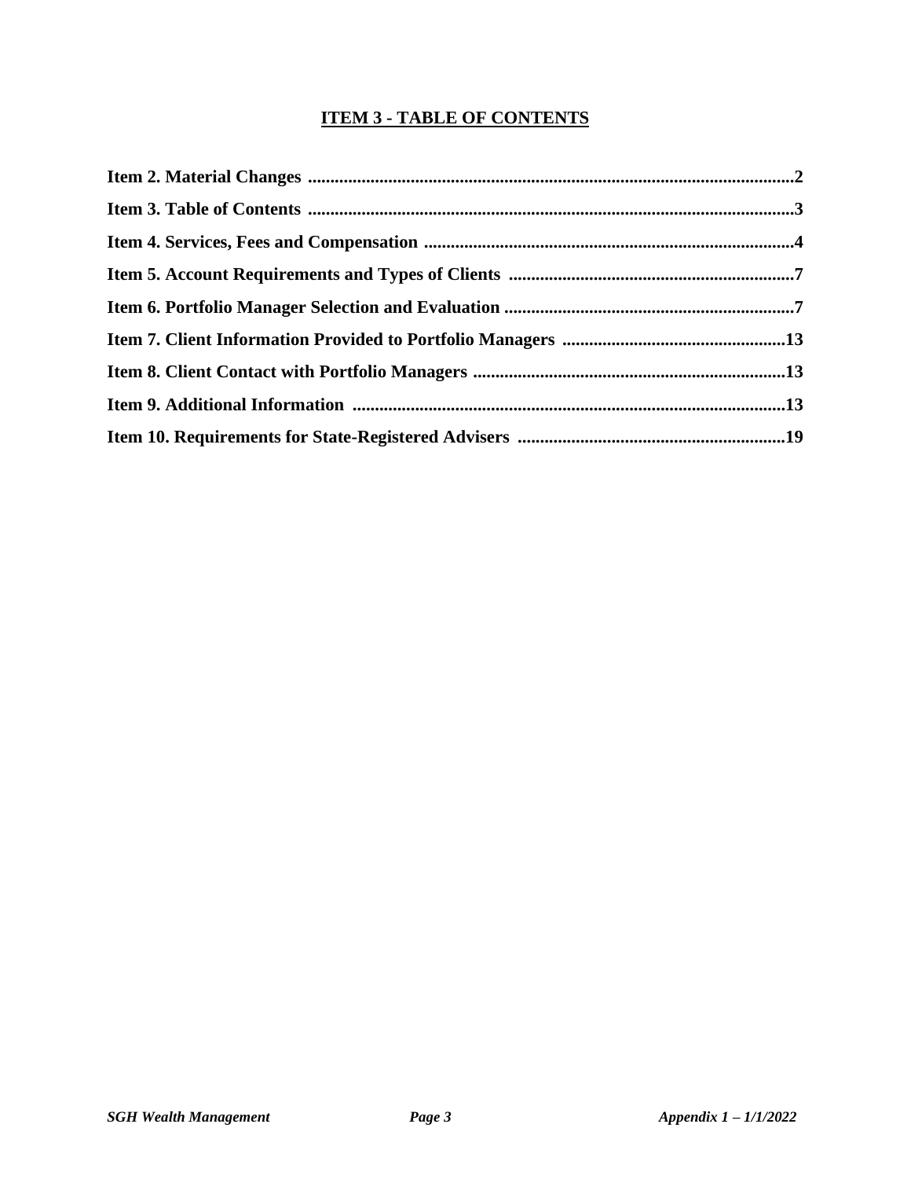## ITEM 3 - TABLE OF CONTENTS

**Item 2. Material Changes** .......................................................................................................2

**Item 3. Table of Contents** .......................................................................................................3

**Item 4. Services, Fees and Compensation** ...............................................................................4

**Item 5. Account Requirements and Types of Clients** ..............................................................7

**Item 6. Portfolio Manager Selection and Evaluation** ...............................................................7

**Item 7. Client Information Provided to Portfolio Managers** ..................................................13

**Item 8. Client Contact with Portfolio Managers** .....................................................................13

**Item 9. Additional Information** ................................................................................................13

**Item 10. Requirements for State-Registered Advisers** ............................................................19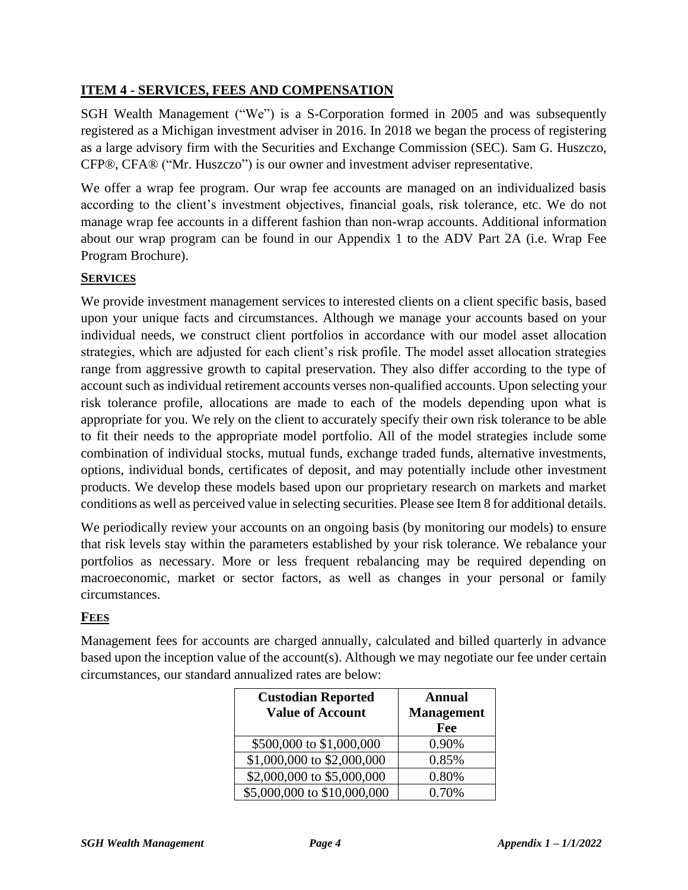## ITEM 4 - SERVICES, FEES AND COMPENSATION

SGH Wealth Management ("We") is a S-Corporation formed in 2005 and was subsequently registered as a Michigan investment adviser in 2016. In 2018 we began the process of registering as a large advisory firm with the Securities and Exchange Commission (SEC). Sam G. Huszczo, CFP®, CFA® ("Mr. Huszczo") is our owner and investment adviser representative.

We offer a wrap fee program. Our wrap fee accounts are managed on an individualized basis according to the client's investment objectives, financial goals, risk tolerance, etc. We do not manage wrap fee accounts in a different fashion than non-wrap accounts. Additional information about our wrap program can be found in our Appendix 1 to the ADV Part 2A (i.e. Wrap Fee Program Brochure).

### SERVICES

We provide investment management services to interested clients on a client specific basis, based upon your unique facts and circumstances. Although we manage your accounts based on your individual needs, we construct client portfolios in accordance with our model asset allocation strategies, which are adjusted for each client's risk profile. The model asset allocation strategies range from aggressive growth to capital preservation. They also differ according to the type of account such as individual retirement accounts verses non-qualified accounts. Upon selecting your risk tolerance profile, allocations are made to each of the models depending upon what is appropriate for you. We rely on the client to accurately specify their own risk tolerance to be able to fit their needs to the appropriate model portfolio. All of the model strategies include some combination of individual stocks, mutual funds, exchange traded funds, alternative investments, options, individual bonds, certificates of deposit, and may potentially include other investment products. We develop these models based upon our proprietary research on markets and market conditions as well as perceived value in selecting securities. Please see Item 8 for additional details.

We periodically review your accounts on an ongoing basis (by monitoring our models) to ensure that risk levels stay within the parameters established by your risk tolerance. We rebalance your portfolios as necessary. More or less frequent rebalancing may be required depending on macroeconomic, market or sector factors, as well as changes in your personal or family circumstances.

### FEES

Management fees for accounts are charged annually, calculated and billed quarterly in advance based upon the inception value of the account(s). Although we may negotiate our fee under certain circumstances, our standard annualized rates are below:

| Custodian Reported Value of Account | Annual Management Fee |
|---|---|
| $500,000 to $1,000,000 | 0.90% |
| $1,000,000 to $2,000,000 | 0.85% |
| $2,000,000 to $5,000,000 | 0.80% |
| $5,000,000 to $10,000,000 | 0.70% |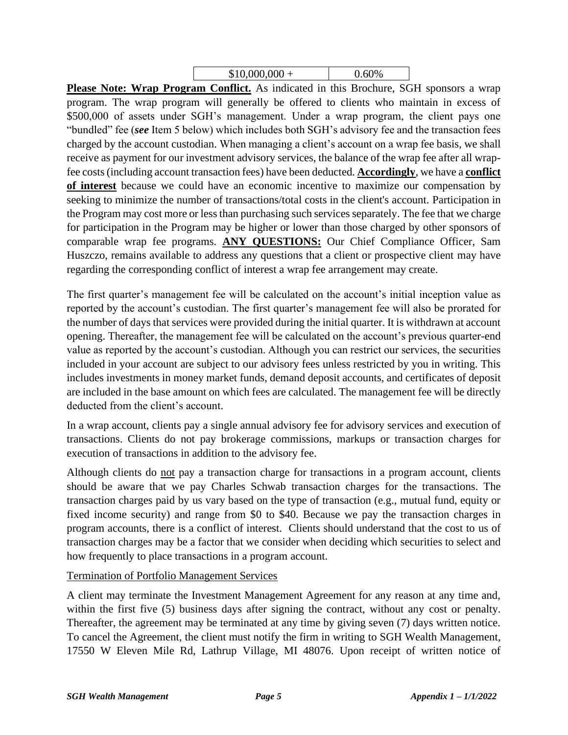| $10,000,000 + | 0.60% |
|---|---|

**Please Note: Wrap Program Conflict.** As indicated in this Brochure, SGH sponsors a wrap program. The wrap program will generally be offered to clients who maintain in excess of $500,000 of assets under SGH's management. Under a wrap program, the client pays one "bundled" fee (***see*** Item 5 below) which includes both SGH's advisory fee and the transaction fees charged by the account custodian. When managing a client's account on a wrap fee basis, we shall receive as payment for our investment advisory services, the balance of the wrap fee after all wrap-fee costs (including account transaction fees) have been deducted. **Accordingly**, we have a **conflict of interest** because we could have an economic incentive to maximize our compensation by seeking to minimize the number of transactions/total costs in the client's account. Participation in the Program may cost more or less than purchasing such services separately. The fee that we charge for participation in the Program may be higher or lower than those charged by other sponsors of comparable wrap fee programs. **ANY QUESTIONS:** Our Chief Compliance Officer, Sam Huszczo, remains available to address any questions that a client or prospective client may have regarding the corresponding conflict of interest a wrap fee arrangement may create.

The first quarter's management fee will be calculated on the account's initial inception value as reported by the account's custodian. The first quarter's management fee will also be prorated for the number of days that services were provided during the initial quarter. It is withdrawn at account opening. Thereafter, the management fee will be calculated on the account's previous quarter-end value as reported by the account's custodian. Although you can restrict our services, the securities included in your account are subject to our advisory fees unless restricted by you in writing. This includes investments in money market funds, demand deposit accounts, and certificates of deposit are included in the base amount on which fees are calculated. The management fee will be directly deducted from the client's account.

In a wrap account, clients pay a single annual advisory fee for advisory services and execution of transactions. Clients do not pay brokerage commissions, markups or transaction charges for execution of transactions in addition to the advisory fee.

Although clients do not pay a transaction charge for transactions in a program account, clients should be aware that we pay Charles Schwab transaction charges for the transactions. The transaction charges paid by us vary based on the type of transaction (e.g., mutual fund, equity or fixed income security) and range from $0 to $40. Because we pay the transaction charges in program accounts, there is a conflict of interest. Clients should understand that the cost to us of transaction charges may be a factor that we consider when deciding which securities to select and how frequently to place transactions in a program account.

Termination of Portfolio Management Services

A client may terminate the Investment Management Agreement for any reason at any time and, within the first five (5) business days after signing the contract, without any cost or penalty. Thereafter, the agreement may be terminated at any time by giving seven (7) days written notice. To cancel the Agreement, the client must notify the firm in writing to SGH Wealth Management, 17550 W Eleven Mile Rd, Lathrup Village, MI 48076. Upon receipt of written notice of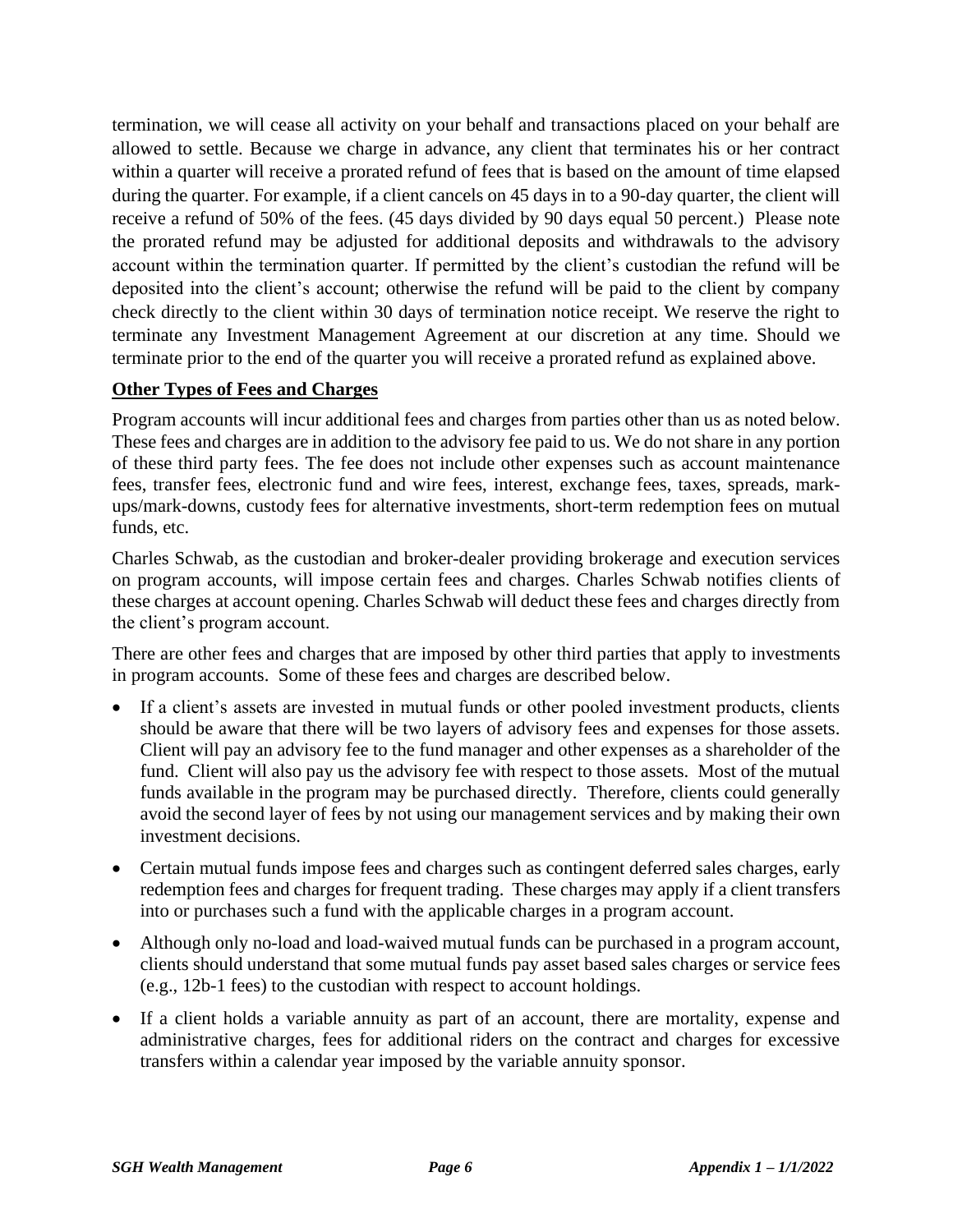termination, we will cease all activity on your behalf and transactions placed on your behalf are allowed to settle. Because we charge in advance, any client that terminates his or her contract within a quarter will receive a prorated refund of fees that is based on the amount of time elapsed during the quarter. For example, if a client cancels on 45 days in to a 90-day quarter, the client will receive a refund of 50% of the fees. (45 days divided by 90 days equal 50 percent.) Please note the prorated refund may be adjusted for additional deposits and withdrawals to the advisory account within the termination quarter. If permitted by the client's custodian the refund will be deposited into the client's account; otherwise the refund will be paid to the client by company check directly to the client within 30 days of termination notice receipt. We reserve the right to terminate any Investment Management Agreement at our discretion at any time. Should we terminate prior to the end of the quarter you will receive a prorated refund as explained above.

**Other Types of Fees and Charges**

Program accounts will incur additional fees and charges from parties other than us as noted below. These fees and charges are in addition to the advisory fee paid to us. We do not share in any portion of these third party fees. The fee does not include other expenses such as account maintenance fees, transfer fees, electronic fund and wire fees, interest, exchange fees, taxes, spreads, mark-ups/mark-downs, custody fees for alternative investments, short-term redemption fees on mutual funds, etc.

Charles Schwab, as the custodian and broker-dealer providing brokerage and execution services on program accounts, will impose certain fees and charges. Charles Schwab notifies clients of these charges at account opening. Charles Schwab will deduct these fees and charges directly from the client's program account.

There are other fees and charges that are imposed by other third parties that apply to investments in program accounts. Some of these fees and charges are described below.

- If a client's assets are invested in mutual funds or other pooled investment products, clients should be aware that there will be two layers of advisory fees and expenses for those assets. Client will pay an advisory fee to the fund manager and other expenses as a shareholder of the fund. Client will also pay us the advisory fee with respect to those assets. Most of the mutual funds available in the program may be purchased directly. Therefore, clients could generally avoid the second layer of fees by not using our management services and by making their own investment decisions.
- Certain mutual funds impose fees and charges such as contingent deferred sales charges, early redemption fees and charges for frequent trading. These charges may apply if a client transfers into or purchases such a fund with the applicable charges in a program account.
- Although only no-load and load-waived mutual funds can be purchased in a program account, clients should understand that some mutual funds pay asset based sales charges or service fees (e.g., 12b-1 fees) to the custodian with respect to account holdings.
- If a client holds a variable annuity as part of an account, there are mortality, expense and administrative charges, fees for additional riders on the contract and charges for excessive transfers within a calendar year imposed by the variable annuity sponsor.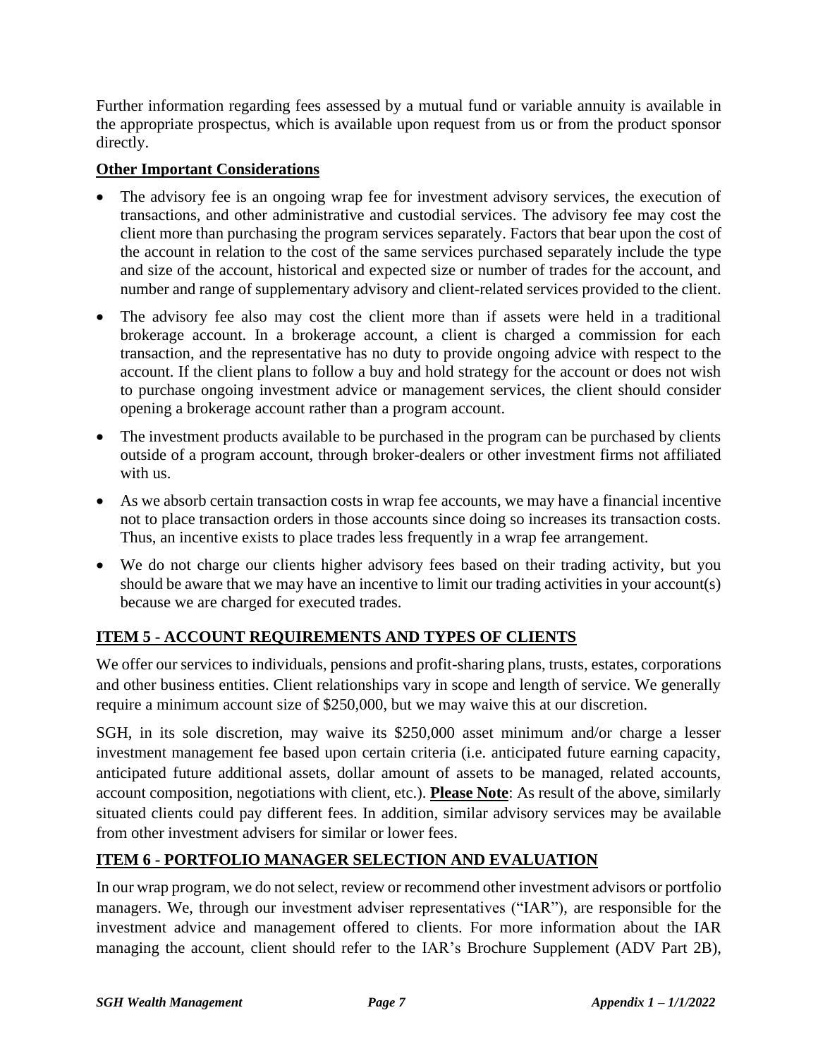Further information regarding fees assessed by a mutual fund or variable annuity is available in the appropriate prospectus, which is available upon request from us or from the product sponsor directly.

**Other Important Considerations**

- The advisory fee is an ongoing wrap fee for investment advisory services, the execution of transactions, and other administrative and custodial services. The advisory fee may cost the client more than purchasing the program services separately. Factors that bear upon the cost of the account in relation to the cost of the same services purchased separately include the type and size of the account, historical and expected size or number of trades for the account, and number and range of supplementary advisory and client-related services provided to the client.
- The advisory fee also may cost the client more than if assets were held in a traditional brokerage account. In a brokerage account, a client is charged a commission for each transaction, and the representative has no duty to provide ongoing advice with respect to the account. If the client plans to follow a buy and hold strategy for the account or does not wish to purchase ongoing investment advice or management services, the client should consider opening a brokerage account rather than a program account.
- The investment products available to be purchased in the program can be purchased by clients outside of a program account, through broker-dealers or other investment firms not affiliated with us.
- As we absorb certain transaction costs in wrap fee accounts, we may have a financial incentive not to place transaction orders in those accounts since doing so increases its transaction costs. Thus, an incentive exists to place trades less frequently in a wrap fee arrangement.
- We do not charge our clients higher advisory fees based on their trading activity, but you should be aware that we may have an incentive to limit our trading activities in your account(s) because we are charged for executed trades.

## ITEM 5 - ACCOUNT REQUIREMENTS AND TYPES OF CLIENTS

We offer our services to individuals, pensions and profit-sharing plans, trusts, estates, corporations and other business entities. Client relationships vary in scope and length of service. We generally require a minimum account size of $250,000, but we may waive this at our discretion.

SGH, in its sole discretion, may waive its $250,000 asset minimum and/or charge a lesser investment management fee based upon certain criteria (i.e. anticipated future earning capacity, anticipated future additional assets, dollar amount of assets to be managed, related accounts, account composition, negotiations with client, etc.). **Please Note**: As result of the above, similarly situated clients could pay different fees. In addition, similar advisory services may be available from other investment advisers for similar or lower fees.

## ITEM 6 - PORTFOLIO MANAGER SELECTION AND EVALUATION

In our wrap program, we do not select, review or recommend other investment advisors or portfolio managers. We, through our investment adviser representatives ("IAR"), are responsible for the investment advice and management offered to clients. For more information about the IAR managing the account, client should refer to the IAR's Brochure Supplement (ADV Part 2B),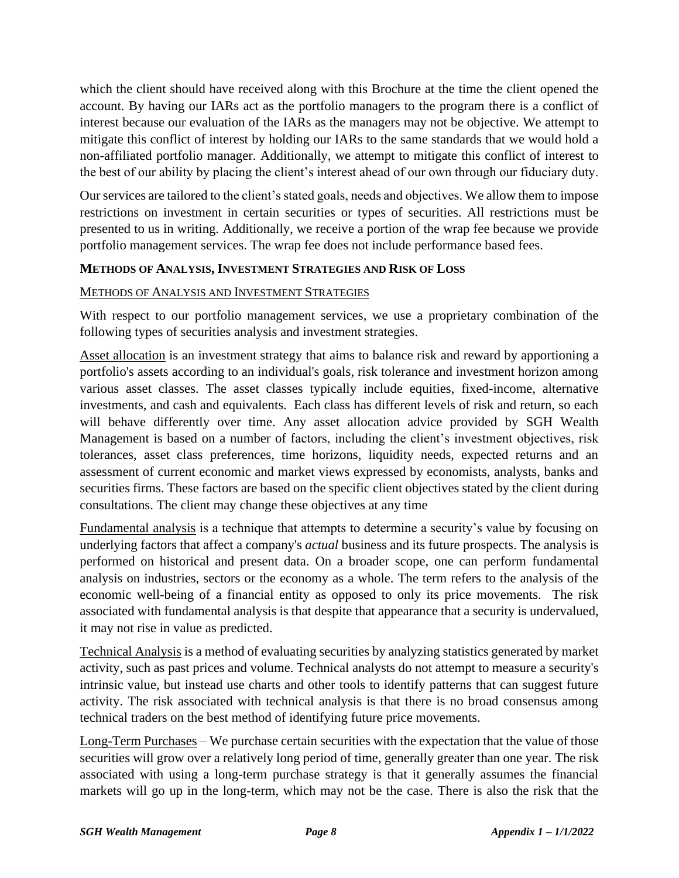which the client should have received along with this Brochure at the time the client opened the account. By having our IARs act as the portfolio managers to the program there is a conflict of interest because our evaluation of the IARs as the managers may not be objective. We attempt to mitigate this conflict of interest by holding our IARs to the same standards that we would hold a non-affiliated portfolio manager. Additionally, we attempt to mitigate this conflict of interest to the best of our ability by placing the client's interest ahead of our own through our fiduciary duty.

Our services are tailored to the client's stated goals, needs and objectives. We allow them to impose restrictions on investment in certain securities or types of securities. All restrictions must be presented to us in writing. Additionally, we receive a portion of the wrap fee because we provide portfolio management services. The wrap fee does not include performance based fees.

## METHODS OF ANALYSIS, INVESTMENT STRATEGIES AND RISK OF LOSS

### METHODS OF ANALYSIS AND INVESTMENT STRATEGIES

With respect to our portfolio management services, we use a proprietary combination of the following types of securities analysis and investment strategies.

Asset allocation is an investment strategy that aims to balance risk and reward by apportioning a portfolio's assets according to an individual's goals, risk tolerance and investment horizon among various asset classes. The asset classes typically include equities, fixed-income, alternative investments, and cash and equivalents. Each class has different levels of risk and return, so each will behave differently over time. Any asset allocation advice provided by SGH Wealth Management is based on a number of factors, including the client's investment objectives, risk tolerances, asset class preferences, time horizons, liquidity needs, expected returns and an assessment of current economic and market views expressed by economists, analysts, banks and securities firms. These factors are based on the specific client objectives stated by the client during consultations. The client may change these objectives at any time

Fundamental analysis is a technique that attempts to determine a security's value by focusing on underlying factors that affect a company's *actual* business and its future prospects. The analysis is performed on historical and present data. On a broader scope, one can perform fundamental analysis on industries, sectors or the economy as a whole. The term refers to the analysis of the economic well-being of a financial entity as opposed to only its price movements. The risk associated with fundamental analysis is that despite that appearance that a security is undervalued, it may not rise in value as predicted.

Technical Analysis is a method of evaluating securities by analyzing statistics generated by market activity, such as past prices and volume. Technical analysts do not attempt to measure a security's intrinsic value, but instead use charts and other tools to identify patterns that can suggest future activity. The risk associated with technical analysis is that there is no broad consensus among technical traders on the best method of identifying future price movements.

Long-Term Purchases – We purchase certain securities with the expectation that the value of those securities will grow over a relatively long period of time, generally greater than one year. The risk associated with using a long-term purchase strategy is that it generally assumes the financial markets will go up in the long-term, which may not be the case. There is also the risk that the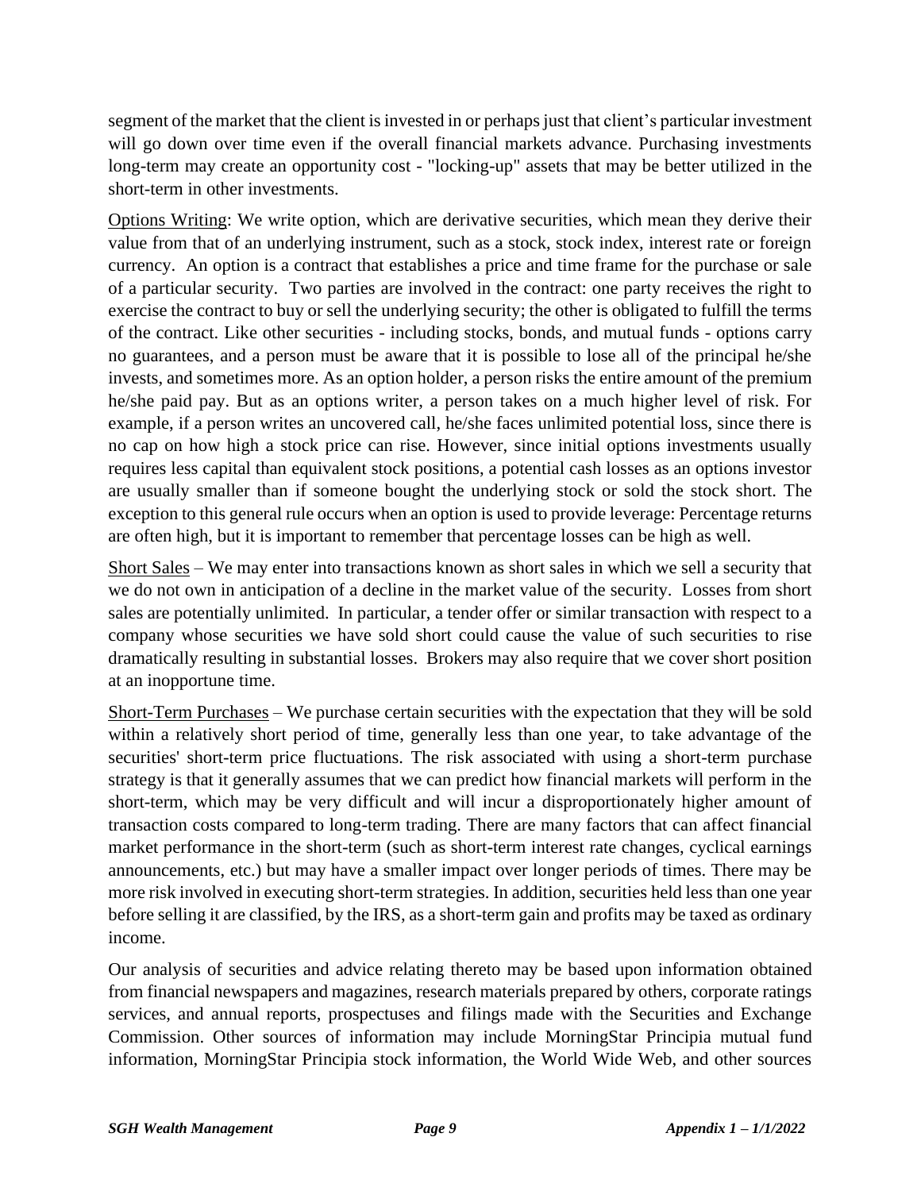segment of the market that the client is invested in or perhaps just that client's particular investment will go down over time even if the overall financial markets advance. Purchasing investments long-term may create an opportunity cost - "locking-up" assets that may be better utilized in the short-term in other investments.

Options Writing: We write option, which are derivative securities, which mean they derive their value from that of an underlying instrument, such as a stock, stock index, interest rate or foreign currency. An option is a contract that establishes a price and time frame for the purchase or sale of a particular security. Two parties are involved in the contract: one party receives the right to exercise the contract to buy or sell the underlying security; the other is obligated to fulfill the terms of the contract. Like other securities - including stocks, bonds, and mutual funds - options carry no guarantees, and a person must be aware that it is possible to lose all of the principal he/she invests, and sometimes more. As an option holder, a person risks the entire amount of the premium he/she paid pay. But as an options writer, a person takes on a much higher level of risk. For example, if a person writes an uncovered call, he/she faces unlimited potential loss, since there is no cap on how high a stock price can rise. However, since initial options investments usually requires less capital than equivalent stock positions, a potential cash losses as an options investor are usually smaller than if someone bought the underlying stock or sold the stock short. The exception to this general rule occurs when an option is used to provide leverage: Percentage returns are often high, but it is important to remember that percentage losses can be high as well.

Short Sales – We may enter into transactions known as short sales in which we sell a security that we do not own in anticipation of a decline in the market value of the security. Losses from short sales are potentially unlimited. In particular, a tender offer or similar transaction with respect to a company whose securities we have sold short could cause the value of such securities to rise dramatically resulting in substantial losses. Brokers may also require that we cover short position at an inopportune time.

Short-Term Purchases – We purchase certain securities with the expectation that they will be sold within a relatively short period of time, generally less than one year, to take advantage of the securities' short-term price fluctuations. The risk associated with using a short-term purchase strategy is that it generally assumes that we can predict how financial markets will perform in the short-term, which may be very difficult and will incur a disproportionately higher amount of transaction costs compared to long-term trading. There are many factors that can affect financial market performance in the short-term (such as short-term interest rate changes, cyclical earnings announcements, etc.) but may have a smaller impact over longer periods of times. There may be more risk involved in executing short-term strategies. In addition, securities held less than one year before selling it are classified, by the IRS, as a short-term gain and profits may be taxed as ordinary income.

Our analysis of securities and advice relating thereto may be based upon information obtained from financial newspapers and magazines, research materials prepared by others, corporate ratings services, and annual reports, prospectuses and filings made with the Securities and Exchange Commission. Other sources of information may include MorningStar Principia mutual fund information, MorningStar Principia stock information, the World Wide Web, and other sources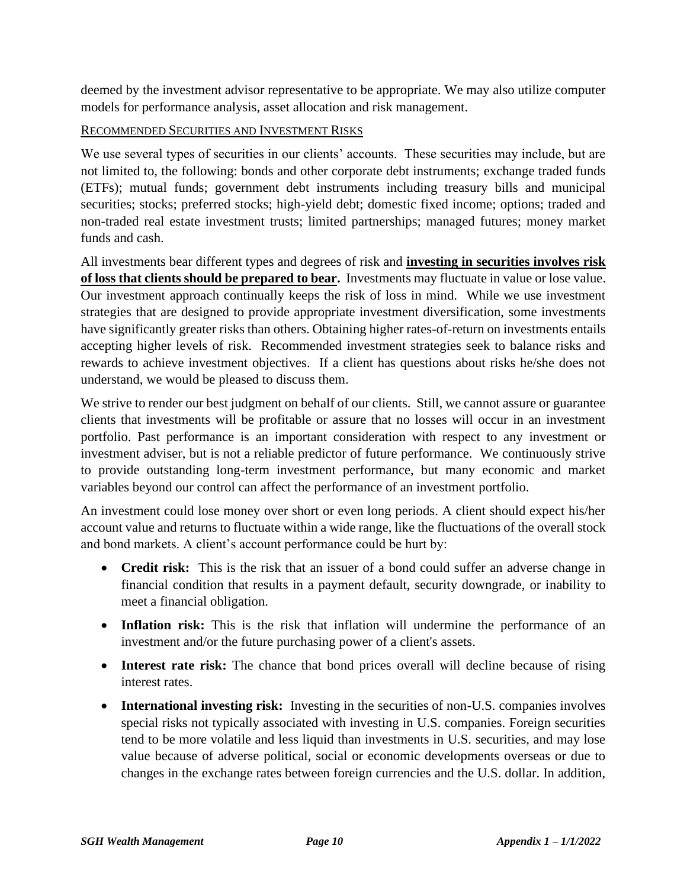deemed by the investment advisor representative to be appropriate. We may also utilize computer models for performance analysis, asset allocation and risk management.

### Recommended Securities and Investment Risks

We use several types of securities in our clients' accounts. These securities may include, but are not limited to, the following: bonds and other corporate debt instruments; exchange traded funds (ETFs); mutual funds; government debt instruments including treasury bills and municipal securities; stocks; preferred stocks; high-yield debt; domestic fixed income; options; traded and non-traded real estate investment trusts; limited partnerships; managed futures; money market funds and cash.

All investments bear different types and degrees of risk and **investing in securities involves risk of loss that clients should be prepared to bear.** Investments may fluctuate in value or lose value. Our investment approach continually keeps the risk of loss in mind. While we use investment strategies that are designed to provide appropriate investment diversification, some investments have significantly greater risks than others. Obtaining higher rates-of-return on investments entails accepting higher levels of risk. Recommended investment strategies seek to balance risks and rewards to achieve investment objectives. If a client has questions about risks he/she does not understand, we would be pleased to discuss them.

We strive to render our best judgment on behalf of our clients. Still, we cannot assure or guarantee clients that investments will be profitable or assure that no losses will occur in an investment portfolio. Past performance is an important consideration with respect to any investment or investment adviser, but is not a reliable predictor of future performance. We continuously strive to provide outstanding long-term investment performance, but many economic and market variables beyond our control can affect the performance of an investment portfolio.

An investment could lose money over short or even long periods. A client should expect his/her account value and returns to fluctuate within a wide range, like the fluctuations of the overall stock and bond markets. A client's account performance could be hurt by:

- **Credit risk:** This is the risk that an issuer of a bond could suffer an adverse change in financial condition that results in a payment default, security downgrade, or inability to meet a financial obligation.
- **Inflation risk:** This is the risk that inflation will undermine the performance of an investment and/or the future purchasing power of a client's assets.
- **Interest rate risk:** The chance that bond prices overall will decline because of rising interest rates.
- **International investing risk:** Investing in the securities of non-U.S. companies involves special risks not typically associated with investing in U.S. companies. Foreign securities tend to be more volatile and less liquid than investments in U.S. securities, and may lose value because of adverse political, social or economic developments overseas or due to changes in the exchange rates between foreign currencies and the U.S. dollar. In addition,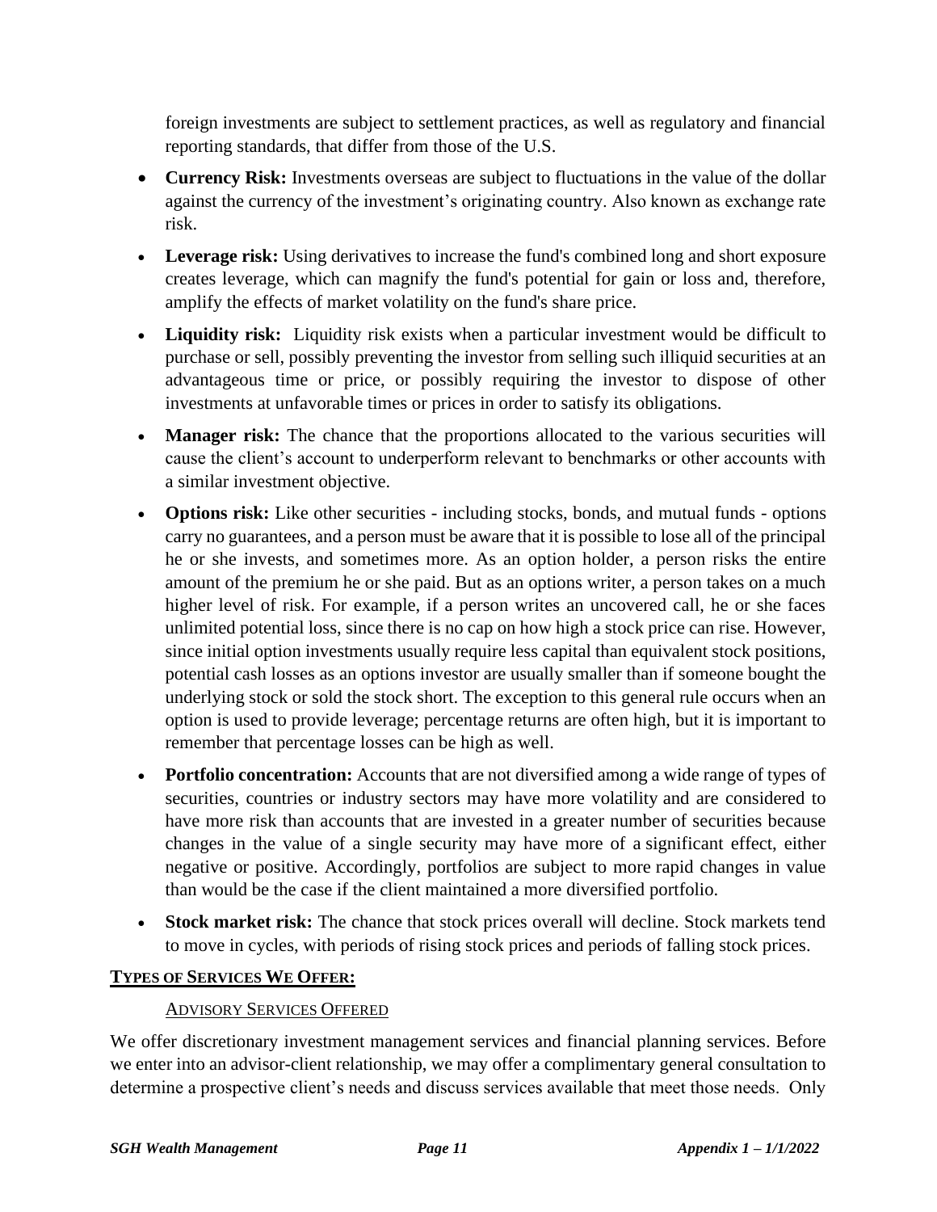foreign investments are subject to settlement practices, as well as regulatory and financial reporting standards, that differ from those of the U.S.

- **Currency Risk:** Investments overseas are subject to fluctuations in the value of the dollar against the currency of the investment's originating country. Also known as exchange rate risk.
- **Leverage risk:** Using derivatives to increase the fund's combined long and short exposure creates leverage, which can magnify the fund's potential for gain or loss and, therefore, amplify the effects of market volatility on the fund's share price.
- **Liquidity risk:** Liquidity risk exists when a particular investment would be difficult to purchase or sell, possibly preventing the investor from selling such illiquid securities at an advantageous time or price, or possibly requiring the investor to dispose of other investments at unfavorable times or prices in order to satisfy its obligations.
- **Manager risk:** The chance that the proportions allocated to the various securities will cause the client's account to underperform relevant to benchmarks or other accounts with a similar investment objective.
- **Options risk:** Like other securities - including stocks, bonds, and mutual funds - options carry no guarantees, and a person must be aware that it is possible to lose all of the principal he or she invests, and sometimes more. As an option holder, a person risks the entire amount of the premium he or she paid. But as an options writer, a person takes on a much higher level of risk. For example, if a person writes an uncovered call, he or she faces unlimited potential loss, since there is no cap on how high a stock price can rise. However, since initial option investments usually require less capital than equivalent stock positions, potential cash losses as an options investor are usually smaller than if someone bought the underlying stock or sold the stock short. The exception to this general rule occurs when an option is used to provide leverage; percentage returns are often high, but it is important to remember that percentage losses can be high as well.
- **Portfolio concentration:** Accounts that are not diversified among a wide range of types of securities, countries or industry sectors may have more volatility and are considered to have more risk than accounts that are invested in a greater number of securities because changes in the value of a single security may have more of a significant effect, either negative or positive. Accordingly, portfolios are subject to more rapid changes in value than would be the case if the client maintained a more diversified portfolio.
- **Stock market risk:** The chance that stock prices overall will decline. Stock markets tend to move in cycles, with periods of rising stock prices and periods of falling stock prices.

## TYPES OF SERVICES WE OFFER:

### ADVISORY SERVICES OFFERED

We offer discretionary investment management services and financial planning services. Before we enter into an advisor-client relationship, we may offer a complimentary general consultation to determine a prospective client's needs and discuss services available that meet those needs. Only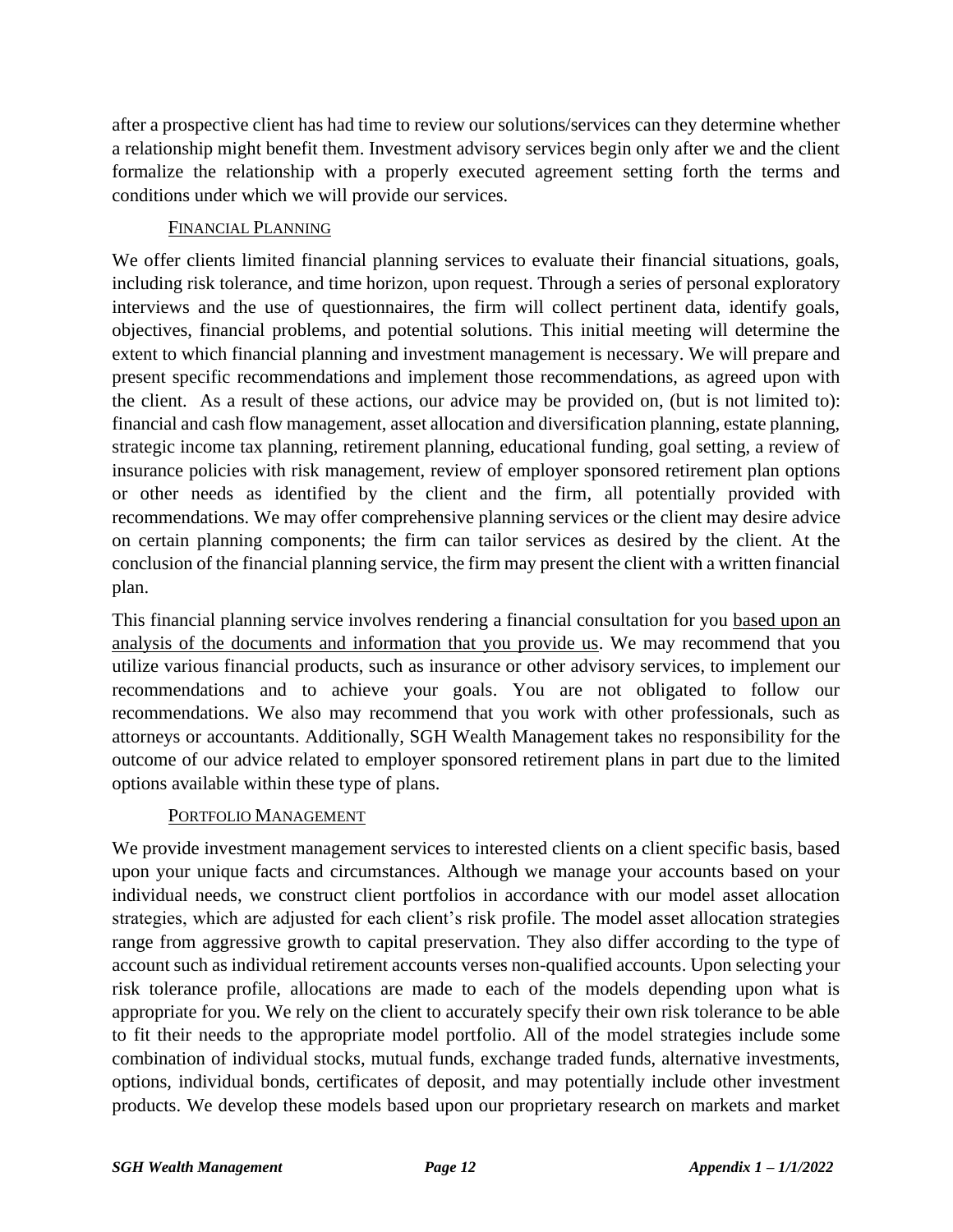after a prospective client has had time to review our solutions/services can they determine whether a relationship might benefit them. Investment advisory services begin only after we and the client formalize the relationship with a properly executed agreement setting forth the terms and conditions under which we will provide our services.

### Financial Planning

We offer clients limited financial planning services to evaluate their financial situations, goals, including risk tolerance, and time horizon, upon request. Through a series of personal exploratory interviews and the use of questionnaires, the firm will collect pertinent data, identify goals, objectives, financial problems, and potential solutions. This initial meeting will determine the extent to which financial planning and investment management is necessary. We will prepare and present specific recommendations and implement those recommendations, as agreed upon with the client. As a result of these actions, our advice may be provided on, (but is not limited to): financial and cash flow management, asset allocation and diversification planning, estate planning, strategic income tax planning, retirement planning, educational funding, goal setting, a review of insurance policies with risk management, review of employer sponsored retirement plan options or other needs as identified by the client and the firm, all potentially provided with recommendations. We may offer comprehensive planning services or the client may desire advice on certain planning components; the firm can tailor services as desired by the client. At the conclusion of the financial planning service, the firm may present the client with a written financial plan.

This financial planning service involves rendering a financial consultation for you based upon an analysis of the documents and information that you provide us. We may recommend that you utilize various financial products, such as insurance or other advisory services, to implement our recommendations and to achieve your goals. You are not obligated to follow our recommendations. We also may recommend that you work with other professionals, such as attorneys or accountants. Additionally, SGH Wealth Management takes no responsibility for the outcome of our advice related to employer sponsored retirement plans in part due to the limited options available within these type of plans.

### Portfolio Management

We provide investment management services to interested clients on a client specific basis, based upon your unique facts and circumstances. Although we manage your accounts based on your individual needs, we construct client portfolios in accordance with our model asset allocation strategies, which are adjusted for each client's risk profile. The model asset allocation strategies range from aggressive growth to capital preservation. They also differ according to the type of account such as individual retirement accounts verses non-qualified accounts. Upon selecting your risk tolerance profile, allocations are made to each of the models depending upon what is appropriate for you. We rely on the client to accurately specify their own risk tolerance to be able to fit their needs to the appropriate model portfolio. All of the model strategies include some combination of individual stocks, mutual funds, exchange traded funds, alternative investments, options, individual bonds, certificates of deposit, and may potentially include other investment products. We develop these models based upon our proprietary research on markets and market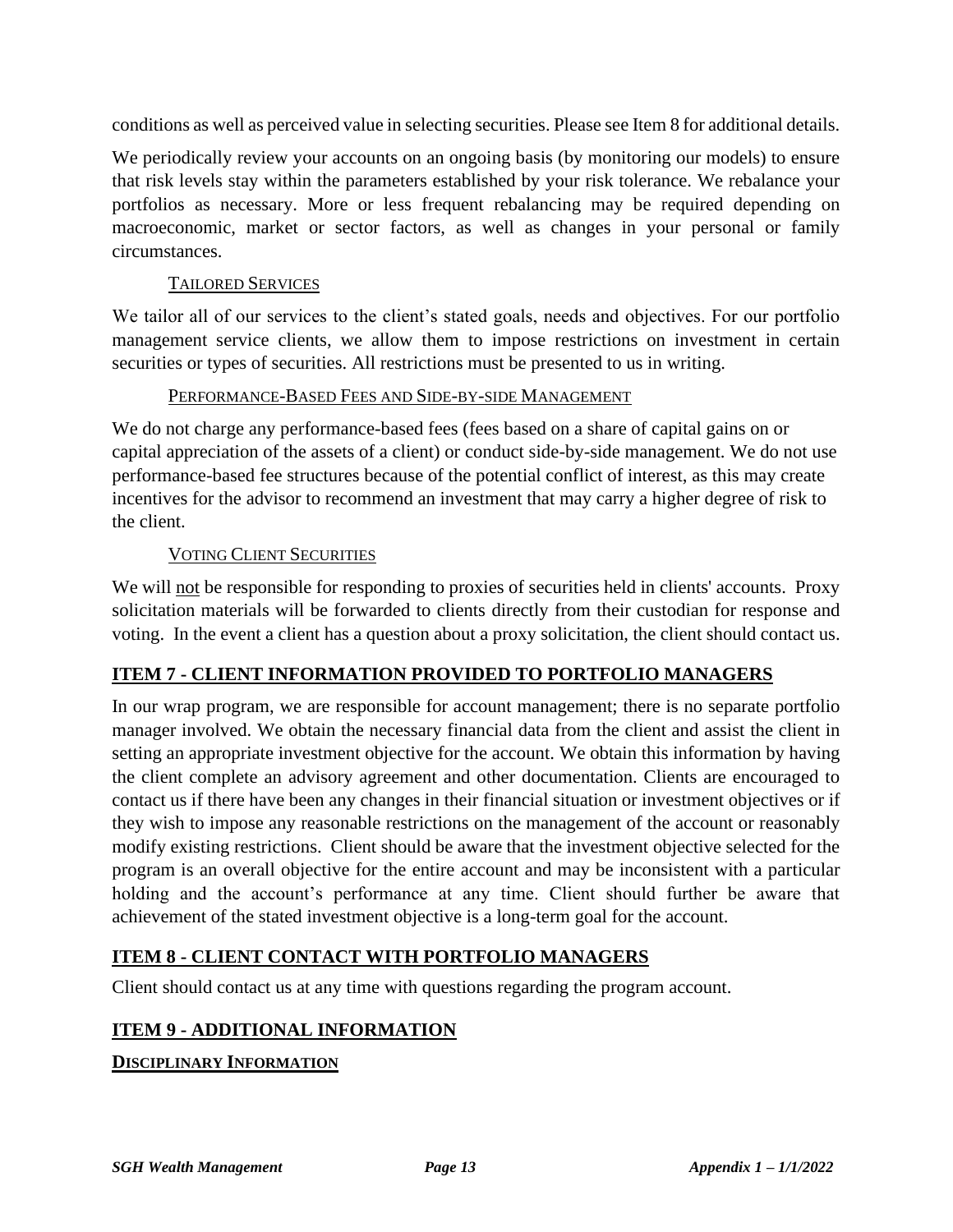conditions as well as perceived value in selecting securities. Please see Item 8 for additional details.

We periodically review your accounts on an ongoing basis (by monitoring our models) to ensure that risk levels stay within the parameters established by your risk tolerance. We rebalance your portfolios as necessary. More or less frequent rebalancing may be required depending on macroeconomic, market or sector factors, as well as changes in your personal or family circumstances.

### Tailored Services

We tailor all of our services to the client's stated goals, needs and objectives. For our portfolio management service clients, we allow them to impose restrictions on investment in certain securities or types of securities. All restrictions must be presented to us in writing.

### Performance-Based Fees and Side-by-side Management

We do not charge any performance-based fees (fees based on a share of capital gains on or capital appreciation of the assets of a client) or conduct side-by-side management. We do not use performance-based fee structures because of the potential conflict of interest, as this may create incentives for the advisor to recommend an investment that may carry a higher degree of risk to the client.

### Voting Client Securities

We will not be responsible for responding to proxies of securities held in clients' accounts. Proxy solicitation materials will be forwarded to clients directly from their custodian for response and voting. In the event a client has a question about a proxy solicitation, the client should contact us.

## ITEM 7 - CLIENT INFORMATION PROVIDED TO PORTFOLIO MANAGERS

In our wrap program, we are responsible for account management; there is no separate portfolio manager involved. We obtain the necessary financial data from the client and assist the client in setting an appropriate investment objective for the account. We obtain this information by having the client complete an advisory agreement and other documentation. Clients are encouraged to contact us if there have been any changes in their financial situation or investment objectives or if they wish to impose any reasonable restrictions on the management of the account or reasonably modify existing restrictions. Client should be aware that the investment objective selected for the program is an overall objective for the entire account and may be inconsistent with a particular holding and the account's performance at any time. Client should further be aware that achievement of the stated investment objective is a long-term goal for the account.

## ITEM 8 - CLIENT CONTACT WITH PORTFOLIO MANAGERS

Client should contact us at any time with questions regarding the program account.

## ITEM 9 - ADDITIONAL INFORMATION

### Disciplinary Information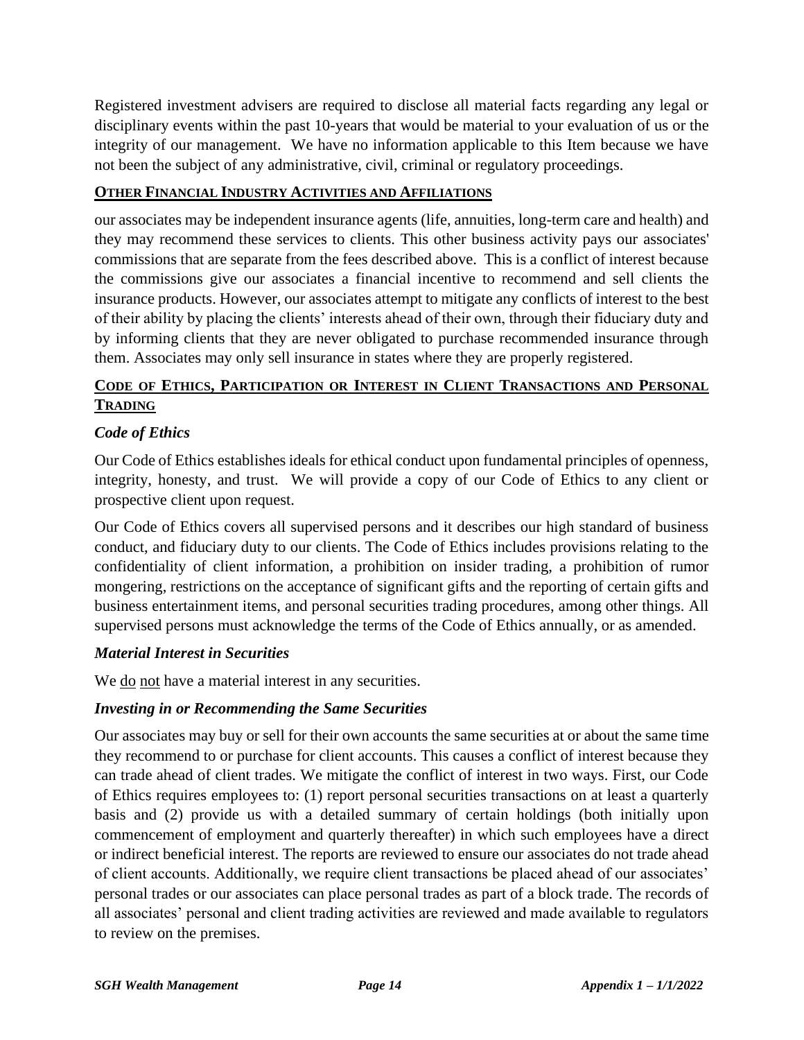Registered investment advisers are required to disclose all material facts regarding any legal or disciplinary events within the past 10-years that would be material to your evaluation of us or the integrity of our management. We have no information applicable to this Item because we have not been the subject of any administrative, civil, criminal or regulatory proceedings.

## OTHER FINANCIAL INDUSTRY ACTIVITIES AND AFFILIATIONS

our associates may be independent insurance agents (life, annuities, long-term care and health) and they may recommend these services to clients. This other business activity pays our associates' commissions that are separate from the fees described above. This is a conflict of interest because the commissions give our associates a financial incentive to recommend and sell clients the insurance products. However, our associates attempt to mitigate any conflicts of interest to the best of their ability by placing the clients' interests ahead of their own, through their fiduciary duty and by informing clients that they are never obligated to purchase recommended insurance through them. Associates may only sell insurance in states where they are properly registered.

## CODE OF ETHICS, PARTICIPATION OR INTEREST IN CLIENT TRANSACTIONS AND PERSONAL TRADING

### *Code of Ethics*

Our Code of Ethics establishes ideals for ethical conduct upon fundamental principles of openness, integrity, honesty, and trust. We will provide a copy of our Code of Ethics to any client or prospective client upon request.

Our Code of Ethics covers all supervised persons and it describes our high standard of business conduct, and fiduciary duty to our clients. The Code of Ethics includes provisions relating to the confidentiality of client information, a prohibition on insider trading, a prohibition of rumor mongering, restrictions on the acceptance of significant gifts and the reporting of certain gifts and business entertainment items, and personal securities trading procedures, among other things. All supervised persons must acknowledge the terms of the Code of Ethics annually, or as amended.

### *Material Interest in Securities*

We do not have a material interest in any securities.

### *Investing in or Recommending the Same Securities*

Our associates may buy or sell for their own accounts the same securities at or about the same time they recommend to or purchase for client accounts. This causes a conflict of interest because they can trade ahead of client trades. We mitigate the conflict of interest in two ways. First, our Code of Ethics requires employees to: (1) report personal securities transactions on at least a quarterly basis and (2) provide us with a detailed summary of certain holdings (both initially upon commencement of employment and quarterly thereafter) in which such employees have a direct or indirect beneficial interest. The reports are reviewed to ensure our associates do not trade ahead of client accounts. Additionally, we require client transactions be placed ahead of our associates' personal trades or our associates can place personal trades as part of a block trade. The records of all associates' personal and client trading activities are reviewed and made available to regulators to review on the premises.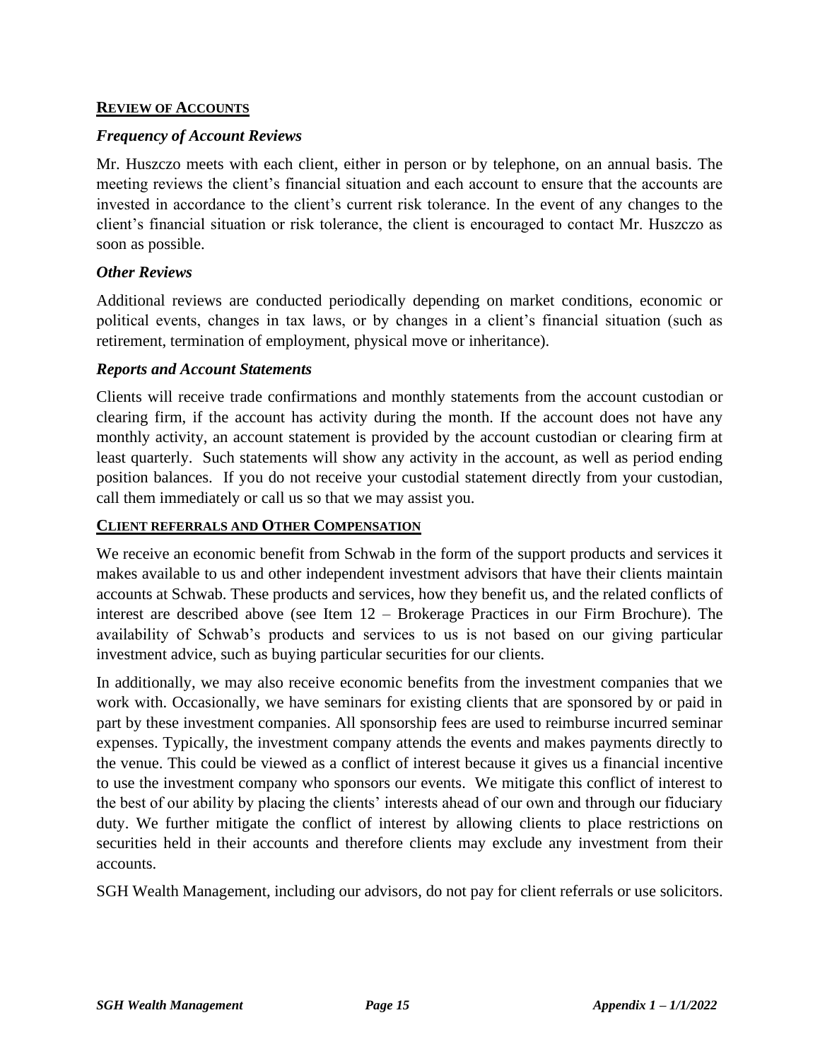## Review of Accounts

### *Frequency of Account Reviews*

Mr. Huszczo meets with each client, either in person or by telephone, on an annual basis. The meeting reviews the client's financial situation and each account to ensure that the accounts are invested in accordance to the client's current risk tolerance. In the event of any changes to the client's financial situation or risk tolerance, the client is encouraged to contact Mr. Huszczo as soon as possible.

### *Other Reviews*

Additional reviews are conducted periodically depending on market conditions, economic or political events, changes in tax laws, or by changes in a client's financial situation (such as retirement, termination of employment, physical move or inheritance).

### *Reports and Account Statements*

Clients will receive trade confirmations and monthly statements from the account custodian or clearing firm, if the account has activity during the month. If the account does not have any monthly activity, an account statement is provided by the account custodian or clearing firm at least quarterly. Such statements will show any activity in the account, as well as period ending position balances. If you do not receive your custodial statement directly from your custodian, call them immediately or call us so that we may assist you.

## Client referrals and Other Compensation

We receive an economic benefit from Schwab in the form of the support products and services it makes available to us and other independent investment advisors that have their clients maintain accounts at Schwab. These products and services, how they benefit us, and the related conflicts of interest are described above (see Item 12 – Brokerage Practices in our Firm Brochure). The availability of Schwab's products and services to us is not based on our giving particular investment advice, such as buying particular securities for our clients.

In additionally, we may also receive economic benefits from the investment companies that we work with. Occasionally, we have seminars for existing clients that are sponsored by or paid in part by these investment companies. All sponsorship fees are used to reimburse incurred seminar expenses. Typically, the investment company attends the events and makes payments directly to the venue. This could be viewed as a conflict of interest because it gives us a financial incentive to use the investment company who sponsors our events. We mitigate this conflict of interest to the best of our ability by placing the clients' interests ahead of our own and through our fiduciary duty. We further mitigate the conflict of interest by allowing clients to place restrictions on securities held in their accounts and therefore clients may exclude any investment from their accounts.

SGH Wealth Management, including our advisors, do not pay for client referrals or use solicitors.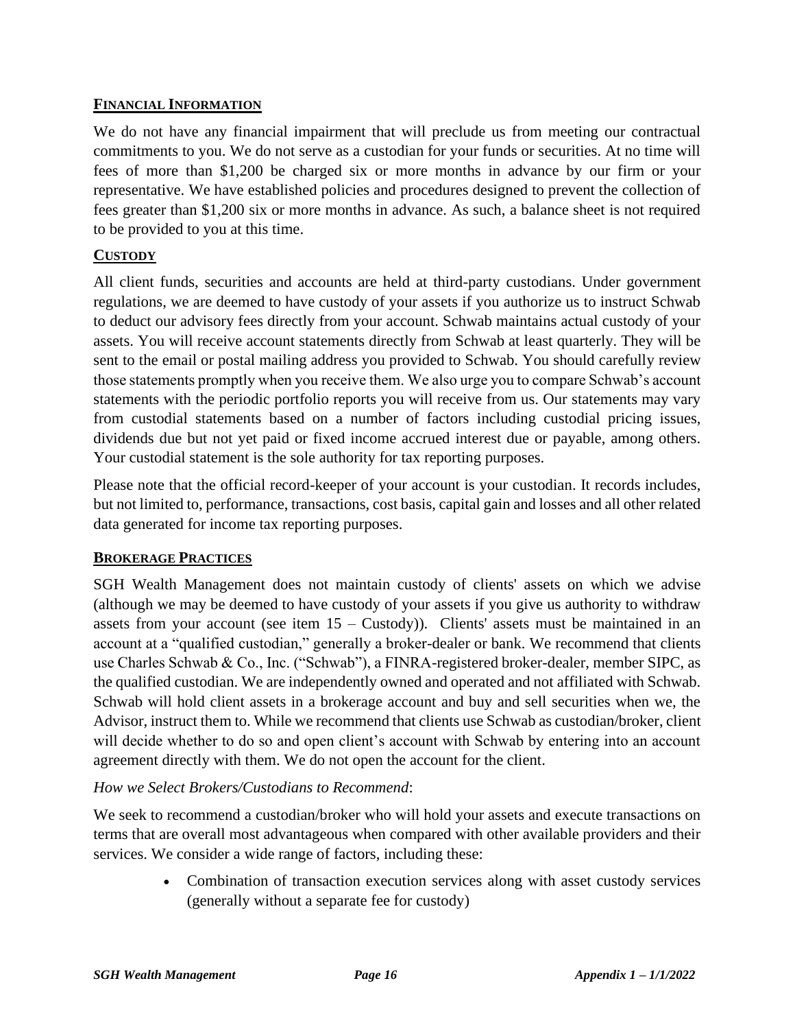## FINANCIAL INFORMATION

We do not have any financial impairment that will preclude us from meeting our contractual commitments to you. We do not serve as a custodian for your funds or securities. At no time will fees of more than $1,200 be charged six or more months in advance by our firm or your representative. We have established policies and procedures designed to prevent the collection of fees greater than $1,200 six or more months in advance. As such, a balance sheet is not required to be provided to you at this time.

## CUSTODY

All client funds, securities and accounts are held at third-party custodians. Under government regulations, we are deemed to have custody of your assets if you authorize us to instruct Schwab to deduct our advisory fees directly from your account. Schwab maintains actual custody of your assets. You will receive account statements directly from Schwab at least quarterly. They will be sent to the email or postal mailing address you provided to Schwab. You should carefully review those statements promptly when you receive them. We also urge you to compare Schwab's account statements with the periodic portfolio reports you will receive from us. Our statements may vary from custodial statements based on a number of factors including custodial pricing issues, dividends due but not yet paid or fixed income accrued interest due or payable, among others. Your custodial statement is the sole authority for tax reporting purposes.

Please note that the official record-keeper of your account is your custodian. It records includes, but not limited to, performance, transactions, cost basis, capital gain and losses and all other related data generated for income tax reporting purposes.

## BROKERAGE PRACTICES

SGH Wealth Management does not maintain custody of clients' assets on which we advise (although we may be deemed to have custody of your assets if you give us authority to withdraw assets from your account (see item 15 – Custody)). Clients' assets must be maintained in an account at a "qualified custodian," generally a broker-dealer or bank. We recommend that clients use Charles Schwab & Co., Inc. ("Schwab"), a FINRA-registered broker-dealer, member SIPC, as the qualified custodian. We are independently owned and operated and not affiliated with Schwab. Schwab will hold client assets in a brokerage account and buy and sell securities when we, the Advisor, instruct them to. While we recommend that clients use Schwab as custodian/broker, client will decide whether to do so and open client's account with Schwab by entering into an account agreement directly with them. We do not open the account for the client.

*How we Select Brokers/Custodians to Recommend*:

We seek to recommend a custodian/broker who will hold your assets and execute transactions on terms that are overall most advantageous when compared with other available providers and their services. We consider a wide range of factors, including these:

- Combination of transaction execution services along with asset custody services (generally without a separate fee for custody)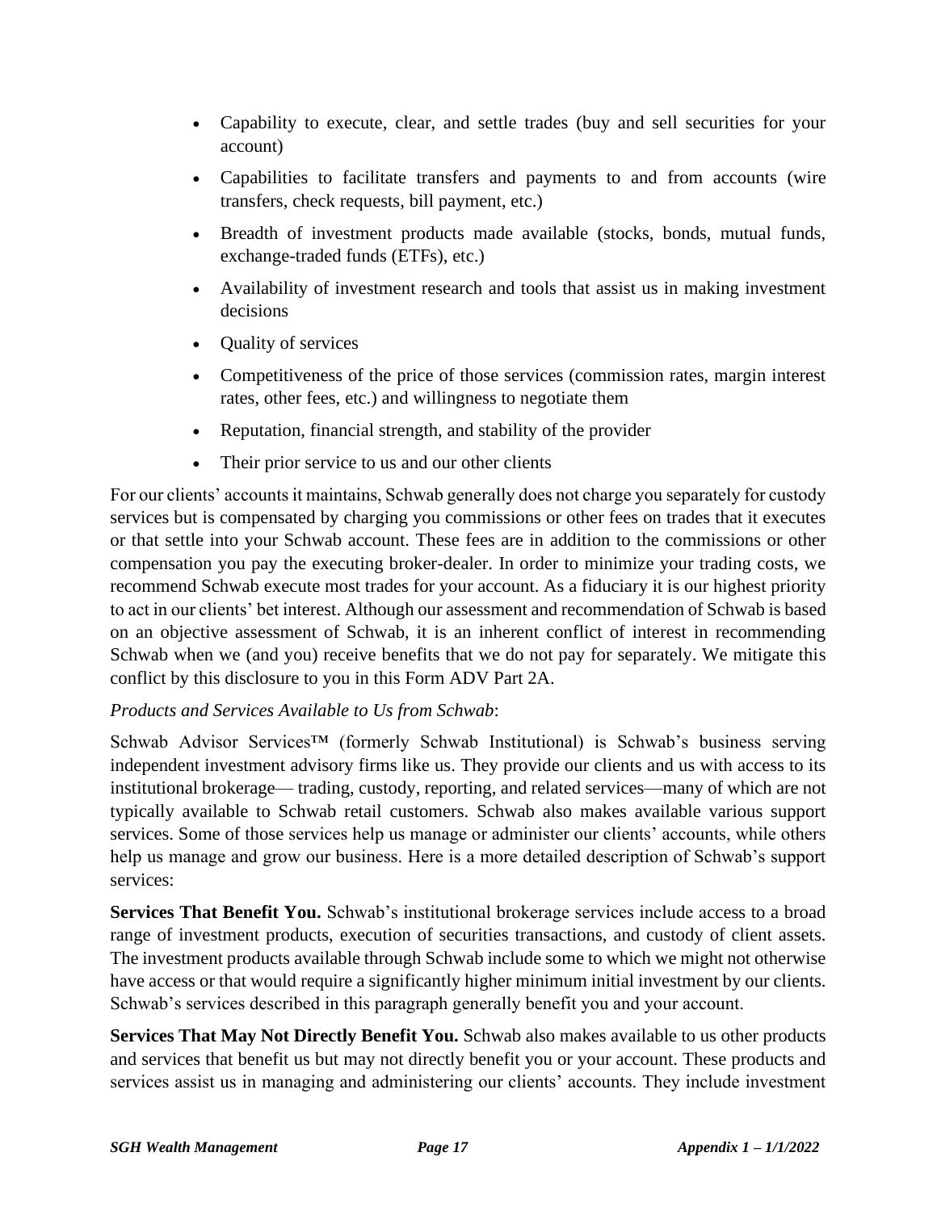- Capability to execute, clear, and settle trades (buy and sell securities for your account)
- Capabilities to facilitate transfers and payments to and from accounts (wire transfers, check requests, bill payment, etc.)
- Breadth of investment products made available (stocks, bonds, mutual funds, exchange-traded funds (ETFs), etc.)
- Availability of investment research and tools that assist us in making investment decisions
- Quality of services
- Competitiveness of the price of those services (commission rates, margin interest rates, other fees, etc.) and willingness to negotiate them
- Reputation, financial strength, and stability of the provider
- Their prior service to us and our other clients

For our clients' accounts it maintains, Schwab generally does not charge you separately for custody services but is compensated by charging you commissions or other fees on trades that it executes or that settle into your Schwab account. These fees are in addition to the commissions or other compensation you pay the executing broker-dealer. In order to minimize your trading costs, we recommend Schwab execute most trades for your account. As a fiduciary it is our highest priority to act in our clients' bet interest. Although our assessment and recommendation of Schwab is based on an objective assessment of Schwab, it is an inherent conflict of interest in recommending Schwab when we (and you) receive benefits that we do not pay for separately. We mitigate this conflict by this disclosure to you in this Form ADV Part 2A.

*Products and Services Available to Us from Schwab*:

Schwab Advisor Services™ (formerly Schwab Institutional) is Schwab's business serving independent investment advisory firms like us. They provide our clients and us with access to its institutional brokerage— trading, custody, reporting, and related services—many of which are not typically available to Schwab retail customers. Schwab also makes available various support services. Some of those services help us manage or administer our clients' accounts, while others help us manage and grow our business. Here is a more detailed description of Schwab's support services:

**Services That Benefit You.** Schwab's institutional brokerage services include access to a broad range of investment products, execution of securities transactions, and custody of client assets. The investment products available through Schwab include some to which we might not otherwise have access or that would require a significantly higher minimum initial investment by our clients. Schwab's services described in this paragraph generally benefit you and your account.

**Services That May Not Directly Benefit You.** Schwab also makes available to us other products and services that benefit us but may not directly benefit you or your account. These products and services assist us in managing and administering our clients' accounts. They include investment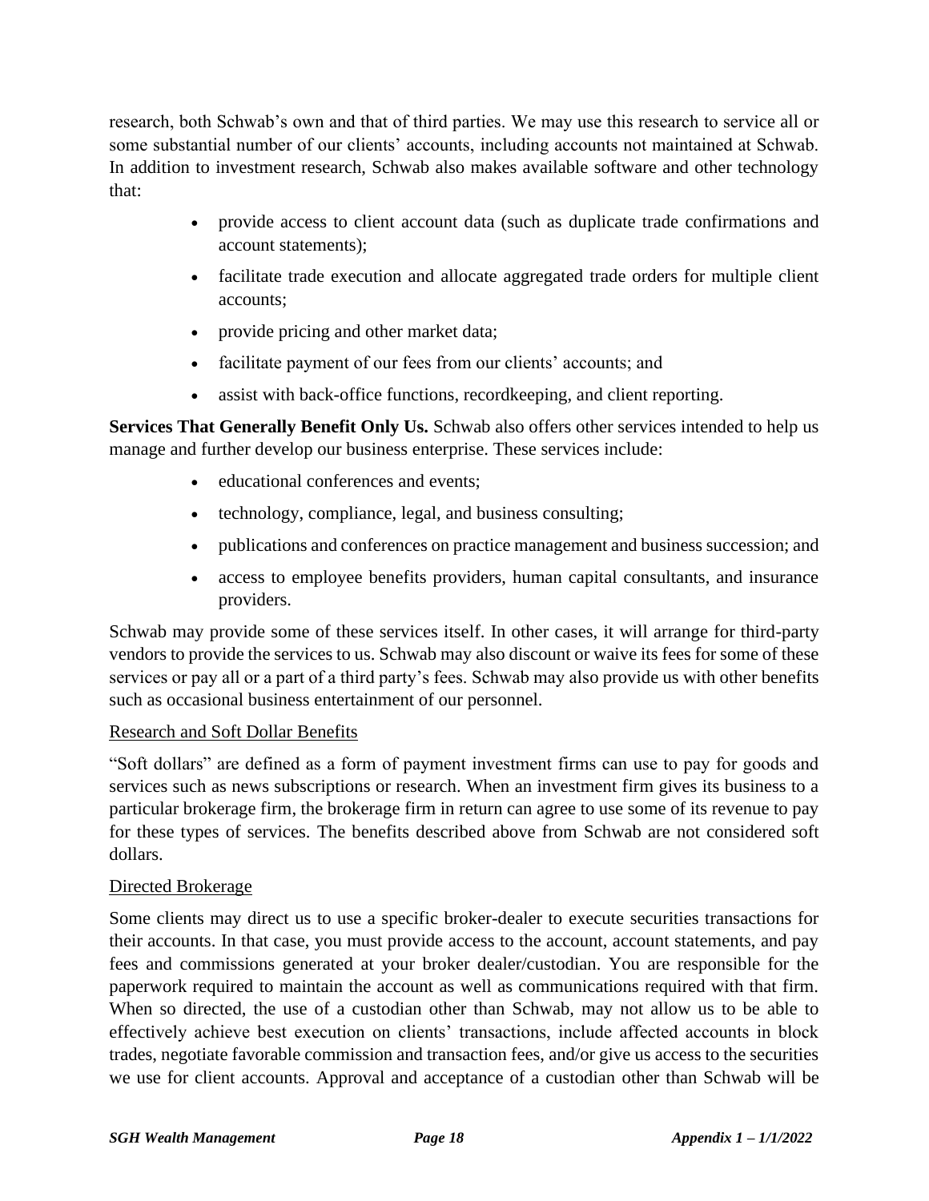research, both Schwab's own and that of third parties. We may use this research to service all or some substantial number of our clients' accounts, including accounts not maintained at Schwab. In addition to investment research, Schwab also makes available software and other technology that:

- provide access to client account data (such as duplicate trade confirmations and account statements);
- facilitate trade execution and allocate aggregated trade orders for multiple client accounts;
- provide pricing and other market data;
- facilitate payment of our fees from our clients' accounts; and
- assist with back-office functions, recordkeeping, and client reporting.

**Services That Generally Benefit Only Us.** Schwab also offers other services intended to help us manage and further develop our business enterprise. These services include:

- educational conferences and events;
- technology, compliance, legal, and business consulting;
- publications and conferences on practice management and business succession; and
- access to employee benefits providers, human capital consultants, and insurance providers.

Schwab may provide some of these services itself. In other cases, it will arrange for third-party vendors to provide the services to us. Schwab may also discount or waive its fees for some of these services or pay all or a part of a third party's fees. Schwab may also provide us with other benefits such as occasional business entertainment of our personnel.

<u>Research and Soft Dollar Benefits</u>

"Soft dollars" are defined as a form of payment investment firms can use to pay for goods and services such as news subscriptions or research. When an investment firm gives its business to a particular brokerage firm, the brokerage firm in return can agree to use some of its revenue to pay for these types of services. The benefits described above from Schwab are not considered soft dollars.

<u>Directed Brokerage</u>

Some clients may direct us to use a specific broker-dealer to execute securities transactions for their accounts. In that case, you must provide access to the account, account statements, and pay fees and commissions generated at your broker dealer/custodian. You are responsible for the paperwork required to maintain the account as well as communications required with that firm. When so directed, the use of a custodian other than Schwab, may not allow us to be able to effectively achieve best execution on clients' transactions, include affected accounts in block trades, negotiate favorable commission and transaction fees, and/or give us access to the securities we use for client accounts. Approval and acceptance of a custodian other than Schwab will be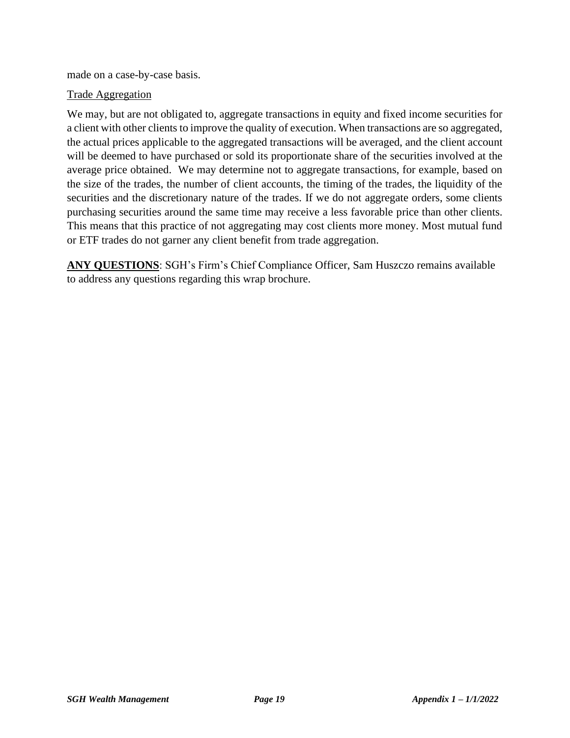made on a case-by-case basis.

Trade Aggregation

We may, but are not obligated to, aggregate transactions in equity and fixed income securities for a client with other clients to improve the quality of execution. When transactions are so aggregated, the actual prices applicable to the aggregated transactions will be averaged, and the client account will be deemed to have purchased or sold its proportionate share of the securities involved at the average price obtained. We may determine not to aggregate transactions, for example, based on the size of the trades, the number of client accounts, the timing of the trades, the liquidity of the securities and the discretionary nature of the trades. If we do not aggregate orders, some clients purchasing securities around the same time may receive a less favorable price than other clients. This means that this practice of not aggregating may cost clients more money. Most mutual fund or ETF trades do not garner any client benefit from trade aggregation.

**ANY QUESTIONS**: SGH's Firm's Chief Compliance Officer, Sam Huszczo remains available to address any questions regarding this wrap brochure.